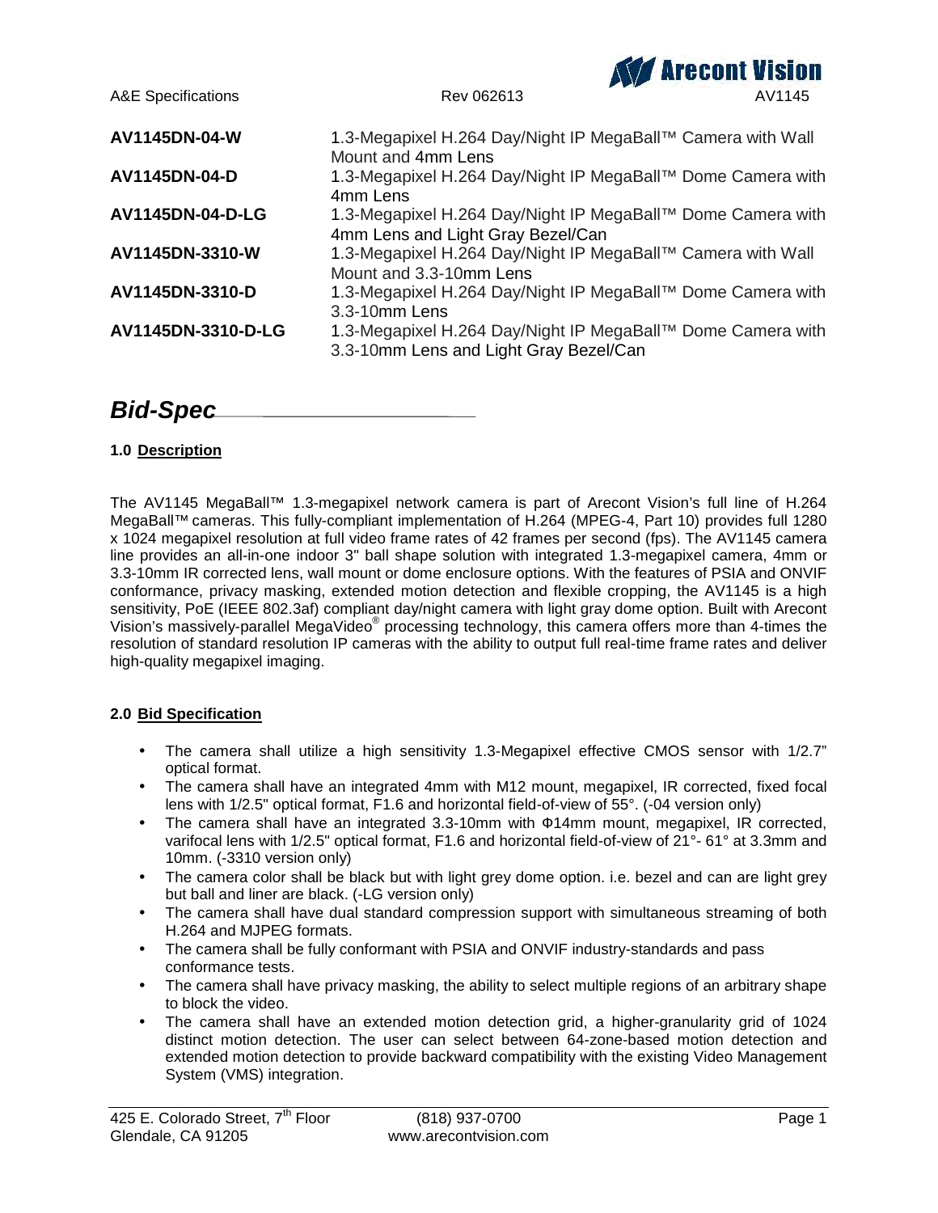| | |
|---|---|
| **AV1145DN-04-W** | 1.3-Megapixel H.264 Day/Night IP MegaBall™ Camera with Wall Mount and 4mm Lens |
| **AV1145DN-04-D** | 1.3-Megapixel H.264 Day/Night IP MegaBall™ Dome Camera with 4mm Lens |
| **AV1145DN-04-D-LG** | 1.3-Megapixel H.264 Day/Night IP MegaBall™ Dome Camera with 4mm Lens and Light Gray Bezel/Can |
| **AV1145DN-3310-W** | 1.3-Megapixel H.264 Day/Night IP MegaBall™ Camera with Wall Mount and 3.3-10mm Lens |
| **AV1145DN-3310-D** | 1.3-Megapixel H.264 Day/Night IP MegaBall™ Dome Camera with 3.3-10mm Lens |
| **AV1145DN-3310-D-LG** | 1.3-Megapixel H.264 Day/Night IP MegaBall™ Dome Camera with 3.3-10mm Lens and Light Gray Bezel/Can |

# *Bid-Spec*

## 1.0 Description

The AV1145 MegaBall™ 1.3-megapixel network camera is part of Arecont Vision's full line of H.264 MegaBall™ cameras. This fully-compliant implementation of H.264 (MPEG-4, Part 10) provides full 1280 x 1024 megapixel resolution at full video frame rates of 42 frames per second (fps). The AV1145 camera line provides an all-in-one indoor 3" ball shape solution with integrated 1.3-megapixel camera, 4mm or 3.3-10mm IR corrected lens, wall mount or dome enclosure options. With the features of PSIA and ONVIF conformance, privacy masking, extended motion detection and flexible cropping, the AV1145 is a high sensitivity, PoE (IEEE 802.3af) compliant day/night camera with light gray dome option. Built with Arecont Vision's massively-parallel MegaVideo® processing technology, this camera offers more than 4-times the resolution of standard resolution IP cameras with the ability to output full real-time frame rates and deliver high-quality megapixel imaging.

## 2.0 Bid Specification

- The camera shall utilize a high sensitivity 1.3-Megapixel effective CMOS sensor with 1/2.7" optical format.
- The camera shall have an integrated 4mm with M12 mount, megapixel, IR corrected, fixed focal lens with 1/2.5" optical format, F1.6 and horizontal field-of-view of 55°. (-04 version only)
- The camera shall have an integrated 3.3-10mm with Φ14mm mount, megapixel, IR corrected, varifocal lens with 1/2.5" optical format, F1.6 and horizontal field-of-view of 21°- 61° at 3.3mm and 10mm. (-3310 version only)
- The camera color shall be black but with light grey dome option. i.e. bezel and can are light grey but ball and liner are black. (-LG version only)
- The camera shall have dual standard compression support with simultaneous streaming of both H.264 and MJPEG formats.
- The camera shall be fully conformant with PSIA and ONVIF industry-standards and pass conformance tests.
- The camera shall have privacy masking, the ability to select multiple regions of an arbitrary shape to block the video.
- The camera shall have an extended motion detection grid, a higher-granularity grid of 1024 distinct motion detection. The user can select between 64-zone-based motion detection and extended motion detection to provide backward compatibility with the existing Video Management System (VMS) integration.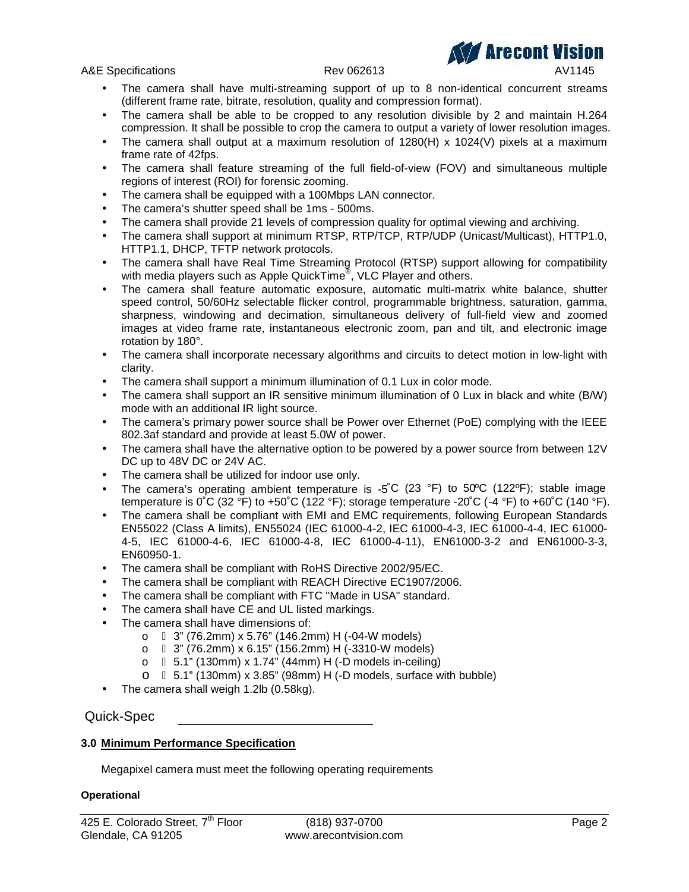- The camera shall have multi-streaming support of up to 8 non-identical concurrent streams (different frame rate, bitrate, resolution, quality and compression format).
- The camera shall be able to be cropped to any resolution divisible by 2 and maintain H.264 compression. It shall be possible to crop the camera to output a variety of lower resolution images.
- The camera shall output at a maximum resolution of 1280(H) x 1024(V) pixels at a maximum frame rate of 42fps.
- The camera shall feature streaming of the full field-of-view (FOV) and simultaneous multiple regions of interest (ROI) for forensic zooming.
- The camera shall be equipped with a 100Mbps LAN connector.
- The camera's shutter speed shall be 1ms - 500ms.
- The camera shall provide 21 levels of compression quality for optimal viewing and archiving.
- The camera shall support at minimum RTSP, RTP/TCP, RTP/UDP (Unicast/Multicast), HTTP1.0, HTTP1.1, DHCP, TFTP network protocols.
- The camera shall have Real Time Streaming Protocol (RTSP) support allowing for compatibility with media players such as Apple QuickTime®, VLC Player and others.
- The camera shall feature automatic exposure, automatic multi-matrix white balance, shutter speed control, 50/60Hz selectable flicker control, programmable brightness, saturation, gamma, sharpness, windowing and decimation, simultaneous delivery of full-field view and zoomed images at video frame rate, instantaneous electronic zoom, pan and tilt, and electronic image rotation by 180°.
- The camera shall incorporate necessary algorithms and circuits to detect motion in low-light with clarity.
- The camera shall support a minimum illumination of 0.1 Lux in color mode.
- The camera shall support an IR sensitive minimum illumination of 0 Lux in black and white (B/W) mode with an additional IR light source.
- The camera's primary power source shall be Power over Ethernet (PoE) complying with the IEEE 802.3af standard and provide at least 5.0W of power.
- The camera shall have the alternative option to be powered by a power source from between 12V DC up to 48V DC or 24V AC.
- The camera shall be utilized for indoor use only.
- The camera's operating ambient temperature is -5˚C (23 °F) to 50ºC (122ºF); stable image temperature is 0˚C (32 °F) to +50˚C (122 °F); storage temperature -20˚C (-4 °F) to +60˚C (140 °F).
- The camera shall be compliant with EMI and EMC requirements, following European Standards EN55022 (Class A limits), EN55024 (IEC 61000-4-2, IEC 61000-4-3, IEC 61000-4-4, IEC 61000-4-5, IEC 61000-4-6, IEC 61000-4-8, IEC 61000-4-11), EN61000-3-2 and EN61000-3-3, EN60950-1.
- The camera shall be compliant with RoHS Directive 2002/95/EC.
- The camera shall be compliant with REACH Directive EC1907/2006.
- The camera shall be compliant with FTC "Made in USA" standard.
- The camera shall have CE and UL listed markings.
- The camera shall have dimensions of:
  - 3" (76.2mm) x 5.76" (146.2mm) H (-04-W models)
  - 3" (76.2mm) x 6.15" (156.2mm) H (-3310-W models)
  - 5.1" (130mm) x 1.74" (44mm) H (-D models in-ceiling)
  - 5.1" (130mm) x 3.85" (98mm) H (-D models, surface with bubble)
- The camera shall weigh 1.2lb (0.58kg).

Quick-Spec

**3.0 Minimum Performance Specification**

Megapixel camera must meet the following operating requirements

**Operational**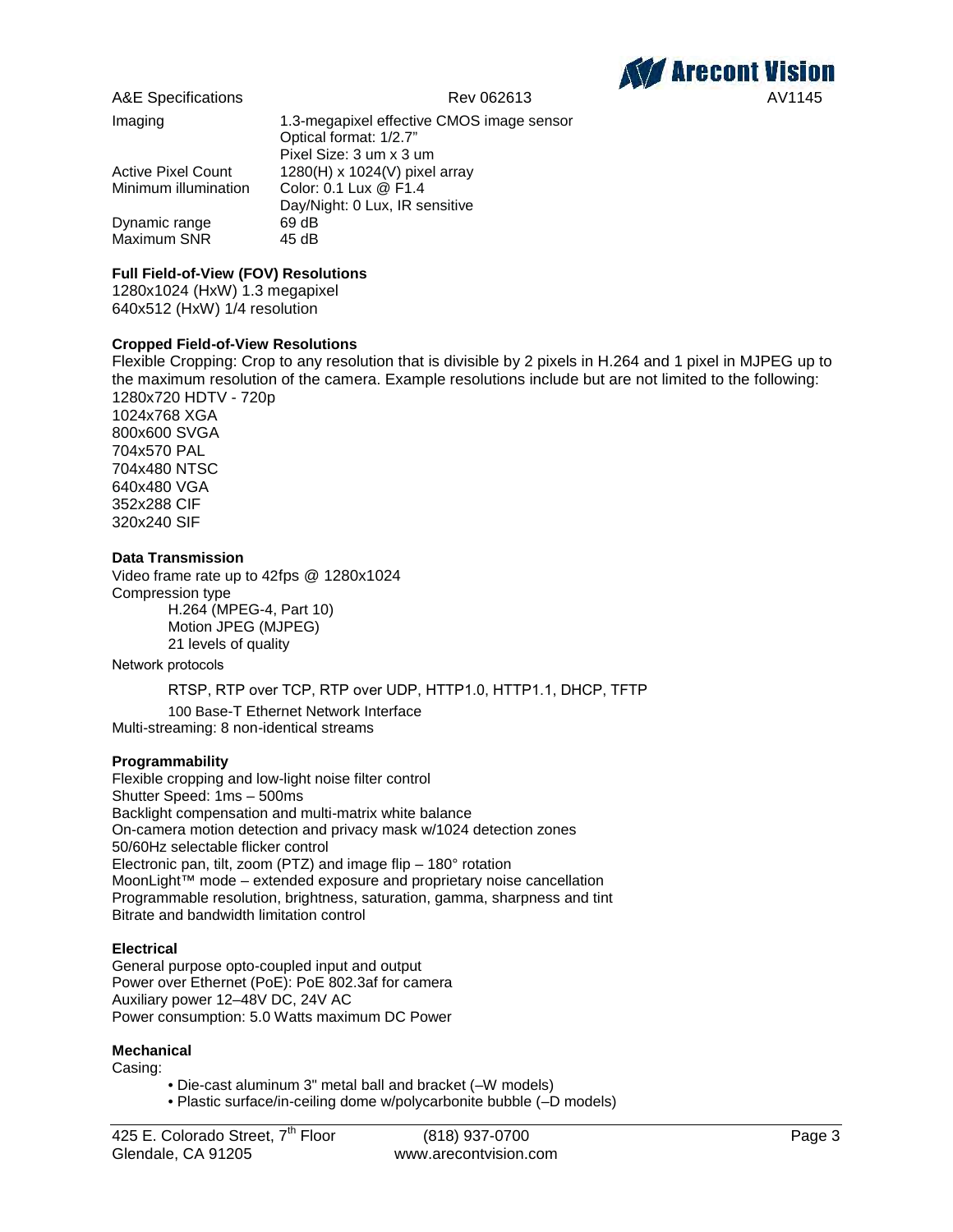| Imaging | 1.3-megapixel effective CMOS image sensor<br>Optical format: 1/2.7"<br>Pixel Size: 3 um x 3 um |
| --- | --- |
| Active Pixel Count | 1280(H) x 1024(V) pixel array |
| Minimum illumination | Color: 0.1 Lux @ F1.4<br>Day/Night: 0 Lux, IR sensitive |
| Dynamic range | 69 dB |
| Maximum SNR | 45 dB |

**Full Field-of-View (FOV) Resolutions**

1280x1024 (HxW) 1.3 megapixel
640x512 (HxW) 1/4 resolution

**Cropped Field-of-View Resolutions**

Flexible Cropping: Crop to any resolution that is divisible by 2 pixels in H.264 and 1 pixel in MJPEG up to the maximum resolution of the camera. Example resolutions include but are not limited to the following:
1280x720 HDTV - 720p
1024x768 XGA
800x600 SVGA
704x570 PAL
704x480 NTSC
640x480 VGA
352x288 CIF
320x240 SIF

**Data Transmission**

Video frame rate up to 42fps @ 1280x1024
Compression type
- H.264 (MPEG-4, Part 10)
- Motion JPEG (MJPEG)
- 21 levels of quality

Network protocols
- RTSP, RTP over TCP, RTP over UDP, HTTP1.0, HTTP1.1, DHCP, TFTP
- 100 Base-T Ethernet Network Interface

Multi-streaming: 8 non-identical streams

**Programmability**

Flexible cropping and low-light noise filter control
Shutter Speed: 1ms – 500ms
Backlight compensation and multi-matrix white balance
On-camera motion detection and privacy mask w/1024 detection zones
50/60Hz selectable flicker control
Electronic pan, tilt, zoom (PTZ) and image flip – 180° rotation
MoonLight™ mode – extended exposure and proprietary noise cancellation
Programmable resolution, brightness, saturation, gamma, sharpness and tint
Bitrate and bandwidth limitation control

**Electrical**

General purpose opto-coupled input and output
Power over Ethernet (PoE): PoE 802.3af for camera
Auxiliary power 12–48V DC, 24V AC
Power consumption: 5.0 Watts maximum DC Power

**Mechanical**

Casing:
- Die-cast aluminum 3" metal ball and bracket (–W models)
- Plastic surface/in-ceiling dome w/polycarbonite bubble (–D models)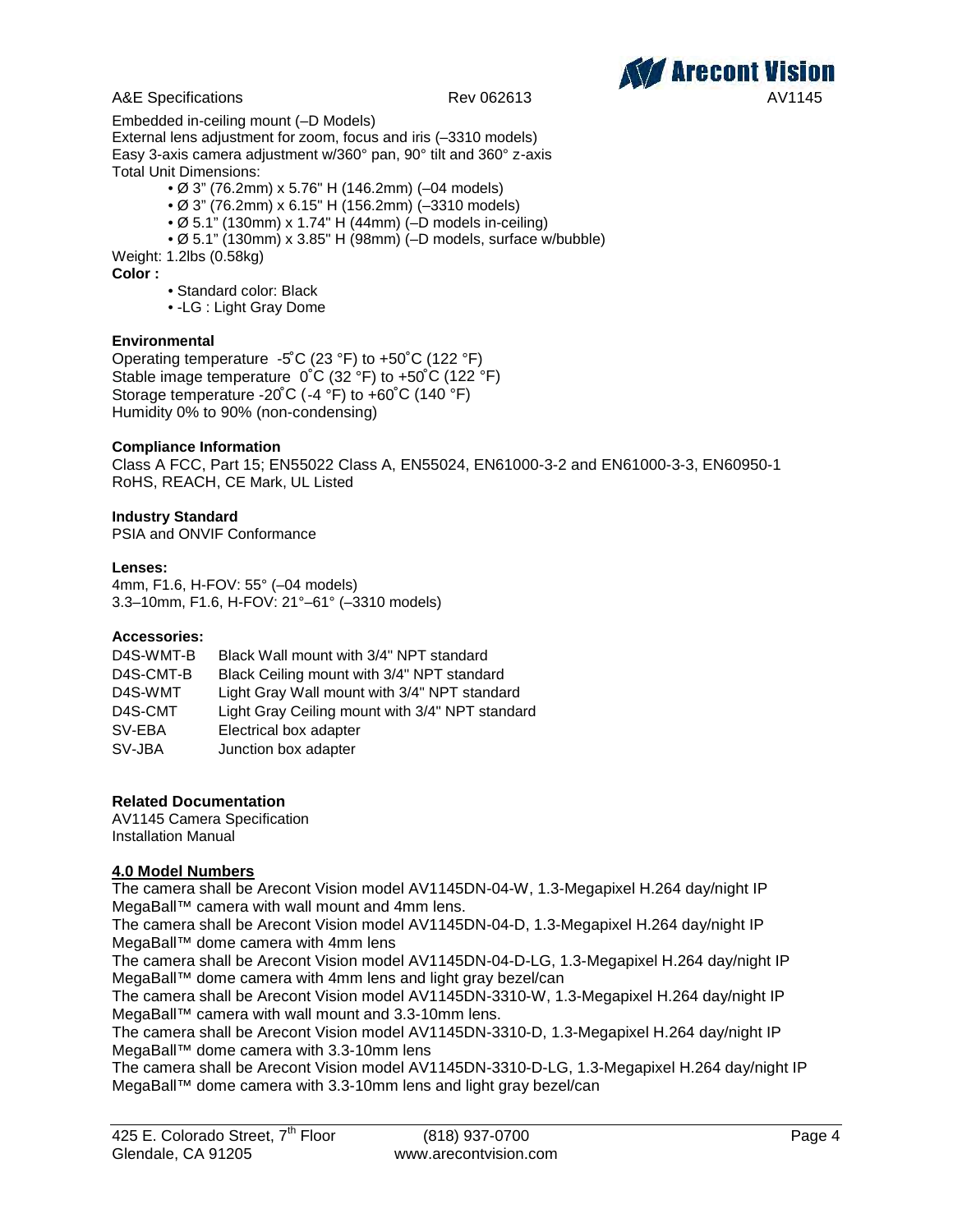Embedded in-ceiling mount (–D Models)
External lens adjustment for zoom, focus and iris (–3310 models)
Easy 3-axis camera adjustment w/360° pan, 90° tilt and 360° z-axis
Total Unit Dimensions:

- Ø 3" (76.2mm) x 5.76" H (146.2mm) (–04 models)
- Ø 3" (76.2mm) x 6.15" H (156.2mm) (–3310 models)
- Ø 5.1" (130mm) x 1.74" H (44mm) (–D models in-ceiling)
- Ø 5.1" (130mm) x 3.85" H (98mm) (–D models, surface w/bubble)

Weight: 1.2lbs (0.58kg)

**Color :**

- Standard color: Black
- -LG : Light Gray Dome

**Environmental**

Operating temperature -5˚C (23 °F) to +50˚C (122 °F)
Stable image temperature 0˚C (32 °F) to +50˚C (122 °F)
Storage temperature -20˚C (-4 °F) to +60˚C (140 °F)
Humidity 0% to 90% (non-condensing)

**Compliance Information**

Class A FCC, Part 15; EN55022 Class A, EN55024, EN61000-3-2 and EN61000-3-3, EN60950-1
RoHS, REACH, CE Mark, UL Listed

**Industry Standard**

PSIA and ONVIF Conformance

**Lenses:**

4mm, F1.6, H-FOV: 55° (–04 models)
3.3–10mm, F1.6, H-FOV: 21°–61° (–3310 models)

**Accessories:**

| | |
|---|---|
| D4S-WMT-B | Black Wall mount with 3/4" NPT standard |
| D4S-CMT-B | Black Ceiling mount with 3/4" NPT standard |
| D4S-WMT | Light Gray Wall mount with 3/4" NPT standard |
| D4S-CMT | Light Gray Ceiling mount with 3/4" NPT standard |
| SV-EBA | Electrical box adapter |
| SV-JBA | Junction box adapter |

**Related Documentation**

AV1145 Camera Specification
Installation Manual

## 4.0 Model Numbers

The camera shall be Arecont Vision model AV1145DN-04-W, 1.3-Megapixel H.264 day/night IP MegaBall™ camera with wall mount and 4mm lens.
The camera shall be Arecont Vision model AV1145DN-04-D, 1.3-Megapixel H.264 day/night IP MegaBall™ dome camera with 4mm lens
The camera shall be Arecont Vision model AV1145DN-04-D-LG, 1.3-Megapixel H.264 day/night IP MegaBall™ dome camera with 4mm lens and light gray bezel/can
The camera shall be Arecont Vision model AV1145DN-3310-W, 1.3-Megapixel H.264 day/night IP MegaBall™ camera with wall mount and 3.3-10mm lens.
The camera shall be Arecont Vision model AV1145DN-3310-D, 1.3-Megapixel H.264 day/night IP MegaBall™ dome camera with 3.3-10mm lens
The camera shall be Arecont Vision model AV1145DN-3310-D-LG, 1.3-Megapixel H.264 day/night IP MegaBall™ dome camera with 3.3-10mm lens and light gray bezel/can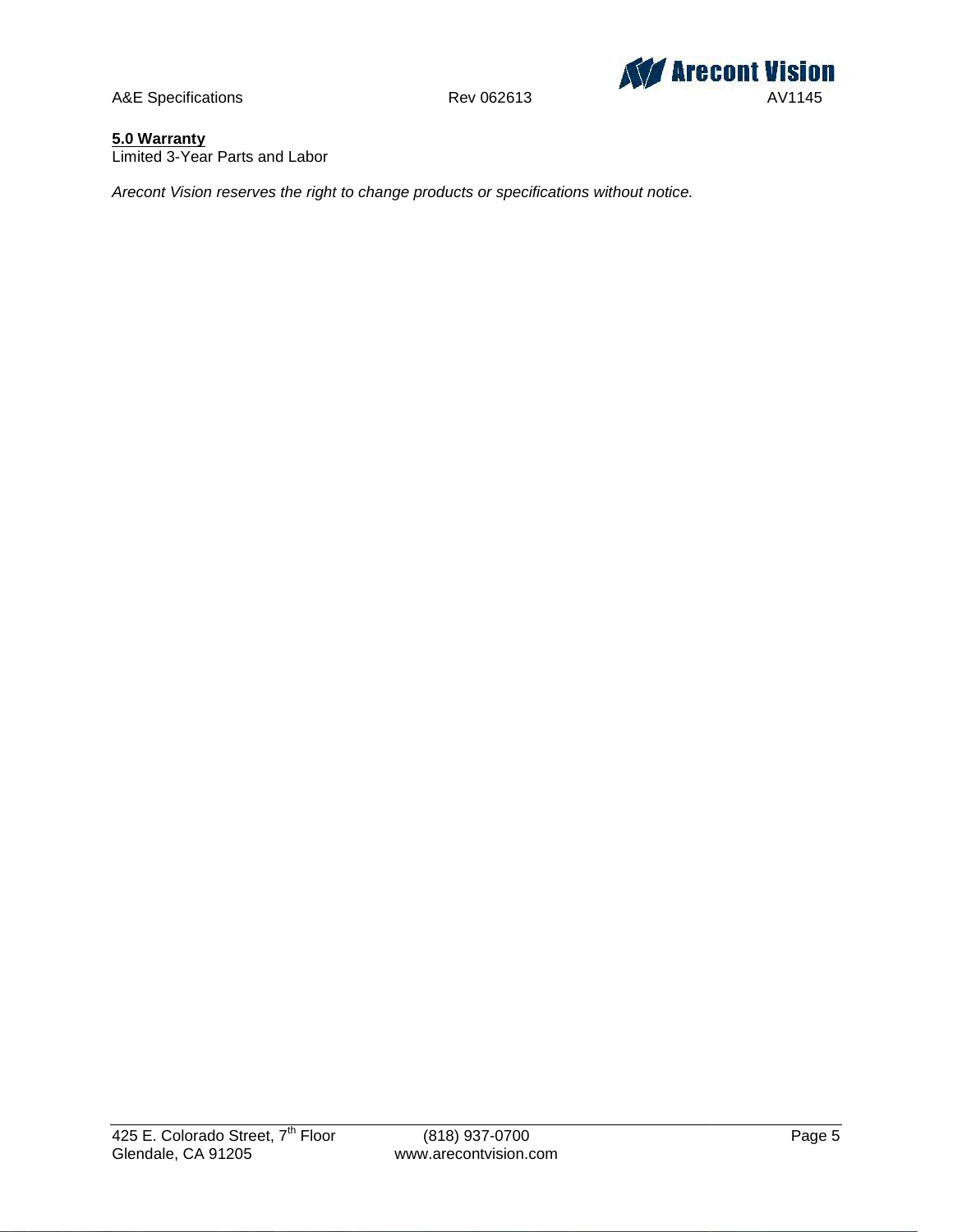**5.0 Warranty**

Limited 3-Year Parts and Labor

*Arecont Vision reserves the right to change products or specifications without notice.*